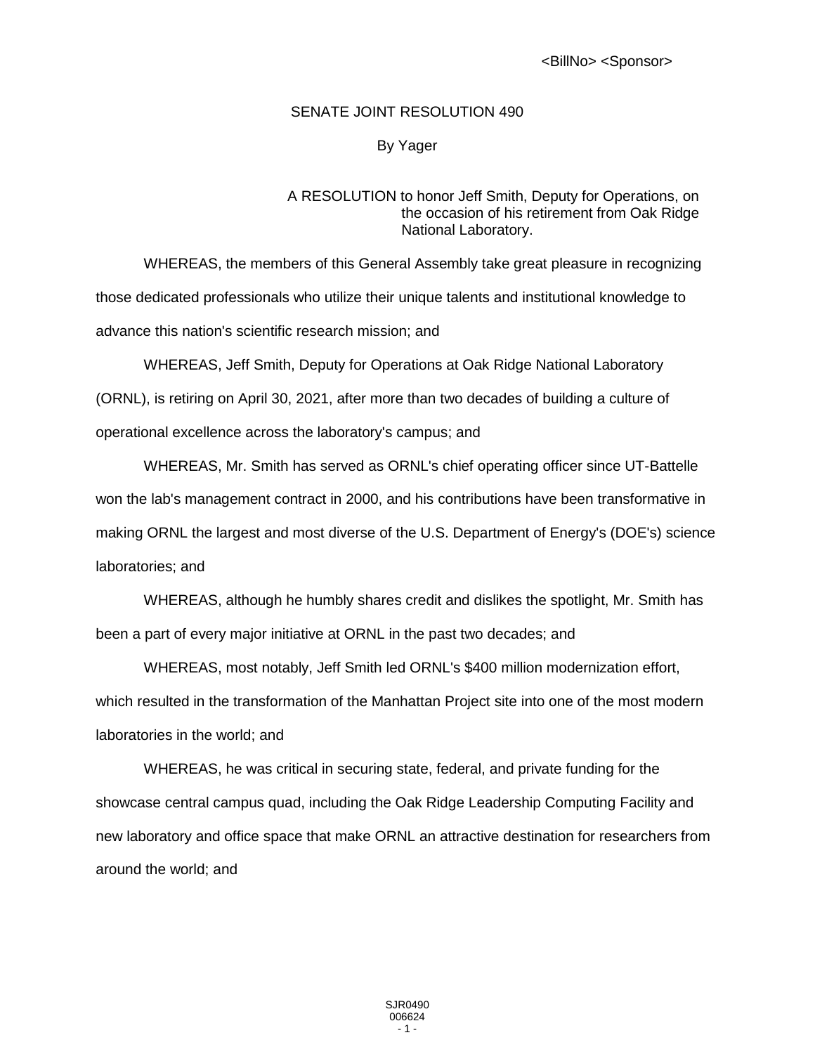<BillNo> <Sponsor>

SENATE JOINT RESOLUTION 490

By Yager

A RESOLUTION to honor Jeff Smith, Deputy for Operations, on the occasion of his retirement from Oak Ridge National Laboratory.

WHEREAS, the members of this General Assembly take great pleasure in recognizing those dedicated professionals who utilize their unique talents and institutional knowledge to advance this nation's scientific research mission; and

WHEREAS, Jeff Smith, Deputy for Operations at Oak Ridge National Laboratory (ORNL), is retiring on April 30, 2021, after more than two decades of building a culture of operational excellence across the laboratory's campus; and

WHEREAS, Mr. Smith has served as ORNL's chief operating officer since UT-Battelle won the lab's management contract in 2000, and his contributions have been transformative in making ORNL the largest and most diverse of the U.S. Department of Energy's (DOE's) science laboratories; and

WHEREAS, although he humbly shares credit and dislikes the spotlight, Mr. Smith has been a part of every major initiative at ORNL in the past two decades; and

WHEREAS, most notably, Jeff Smith led ORNL's $400 million modernization effort, which resulted in the transformation of the Manhattan Project site into one of the most modern laboratories in the world; and

WHEREAS, he was critical in securing state, federal, and private funding for the showcase central campus quad, including the Oak Ridge Leadership Computing Facility and new laboratory and office space that make ORNL an attractive destination for researchers from around the world; and

SJR0490
006624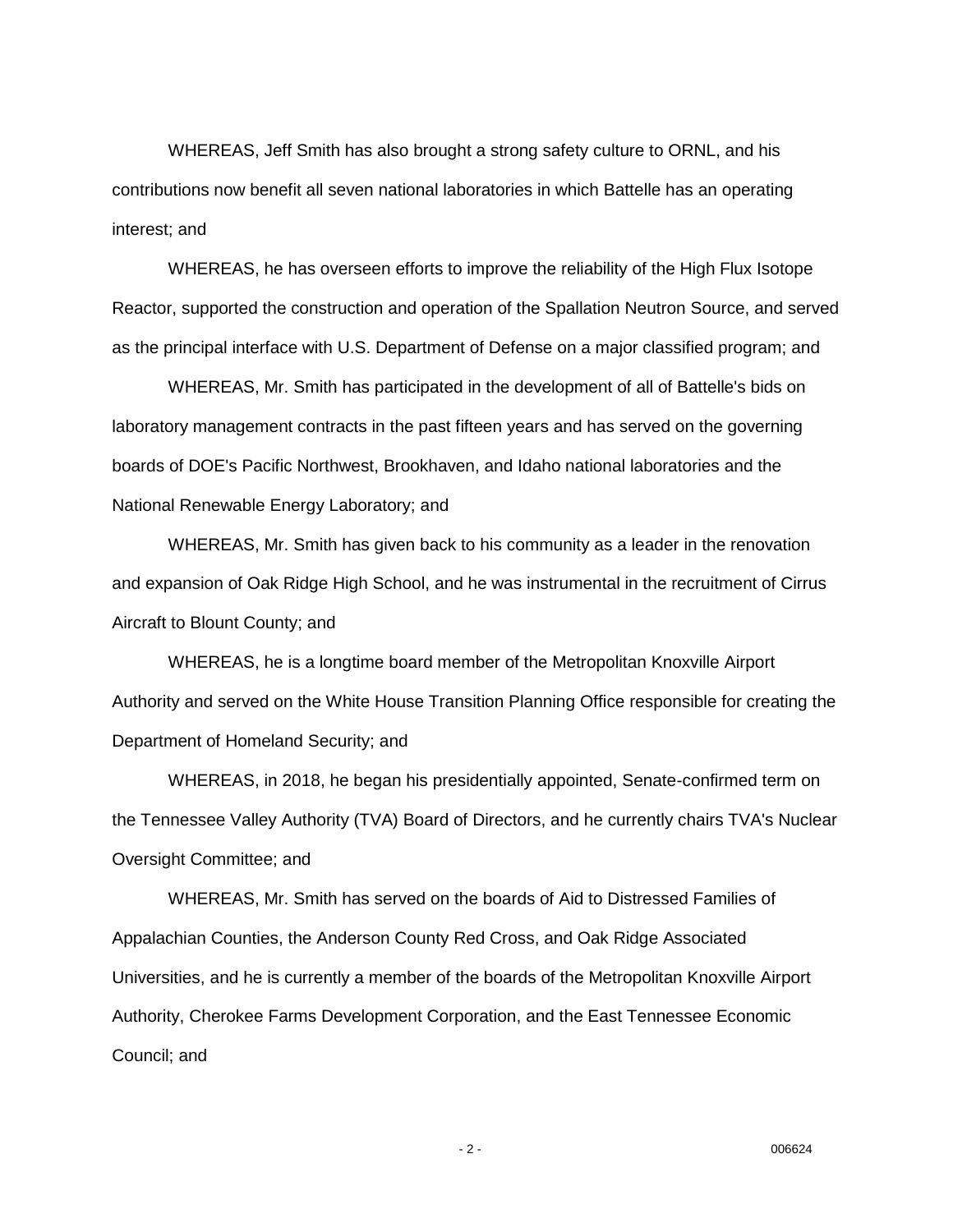WHEREAS, Jeff Smith has also brought a strong safety culture to ORNL, and his contributions now benefit all seven national laboratories in which Battelle has an operating interest; and

WHEREAS, he has overseen efforts to improve the reliability of the High Flux Isotope Reactor, supported the construction and operation of the Spallation Neutron Source, and served as the principal interface with U.S. Department of Defense on a major classified program; and

WHEREAS, Mr. Smith has participated in the development of all of Battelle's bids on laboratory management contracts in the past fifteen years and has served on the governing boards of DOE's Pacific Northwest, Brookhaven, and Idaho national laboratories and the National Renewable Energy Laboratory; and

WHEREAS, Mr. Smith has given back to his community as a leader in the renovation and expansion of Oak Ridge High School, and he was instrumental in the recruitment of Cirrus Aircraft to Blount County; and

WHEREAS, he is a longtime board member of the Metropolitan Knoxville Airport Authority and served on the White House Transition Planning Office responsible for creating the Department of Homeland Security; and

WHEREAS, in 2018, he began his presidentially appointed, Senate-confirmed term on the Tennessee Valley Authority (TVA) Board of Directors, and he currently chairs TVA's Nuclear Oversight Committee; and

WHEREAS, Mr. Smith has served on the boards of Aid to Distressed Families of Appalachian Counties, the Anderson County Red Cross, and Oak Ridge Associated Universities, and he is currently a member of the boards of the Metropolitan Knoxville Airport Authority, Cherokee Farms Development Corporation, and the East Tennessee Economic Council; and

006624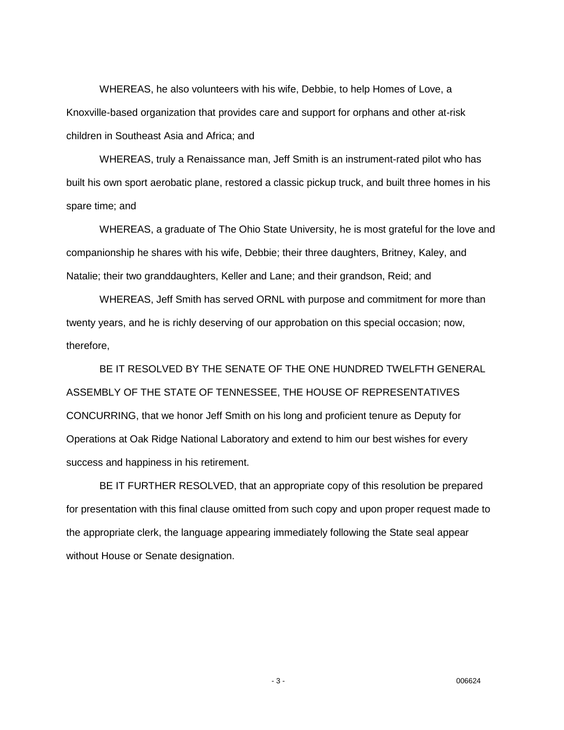WHEREAS, he also volunteers with his wife, Debbie, to help Homes of Love, a Knoxville-based organization that provides care and support for orphans and other at-risk children in Southeast Asia and Africa; and

WHEREAS, truly a Renaissance man, Jeff Smith is an instrument-rated pilot who has built his own sport aerobatic plane, restored a classic pickup truck, and built three homes in his spare time; and

WHEREAS, a graduate of The Ohio State University, he is most grateful for the love and companionship he shares with his wife, Debbie; their three daughters, Britney, Kaley, and Natalie; their two granddaughters, Keller and Lane; and their grandson, Reid; and

WHEREAS, Jeff Smith has served ORNL with purpose and commitment for more than twenty years, and he is richly deserving of our approbation on this special occasion; now, therefore,

BE IT RESOLVED BY THE SENATE OF THE ONE HUNDRED TWELFTH GENERAL ASSEMBLY OF THE STATE OF TENNESSEE, THE HOUSE OF REPRESENTATIVES CONCURRING, that we honor Jeff Smith on his long and proficient tenure as Deputy for Operations at Oak Ridge National Laboratory and extend to him our best wishes for every success and happiness in his retirement.

BE IT FURTHER RESOLVED, that an appropriate copy of this resolution be prepared for presentation with this final clause omitted from such copy and upon proper request made to the appropriate clerk, the language appearing immediately following the State seal appear without House or Senate designation.

006624